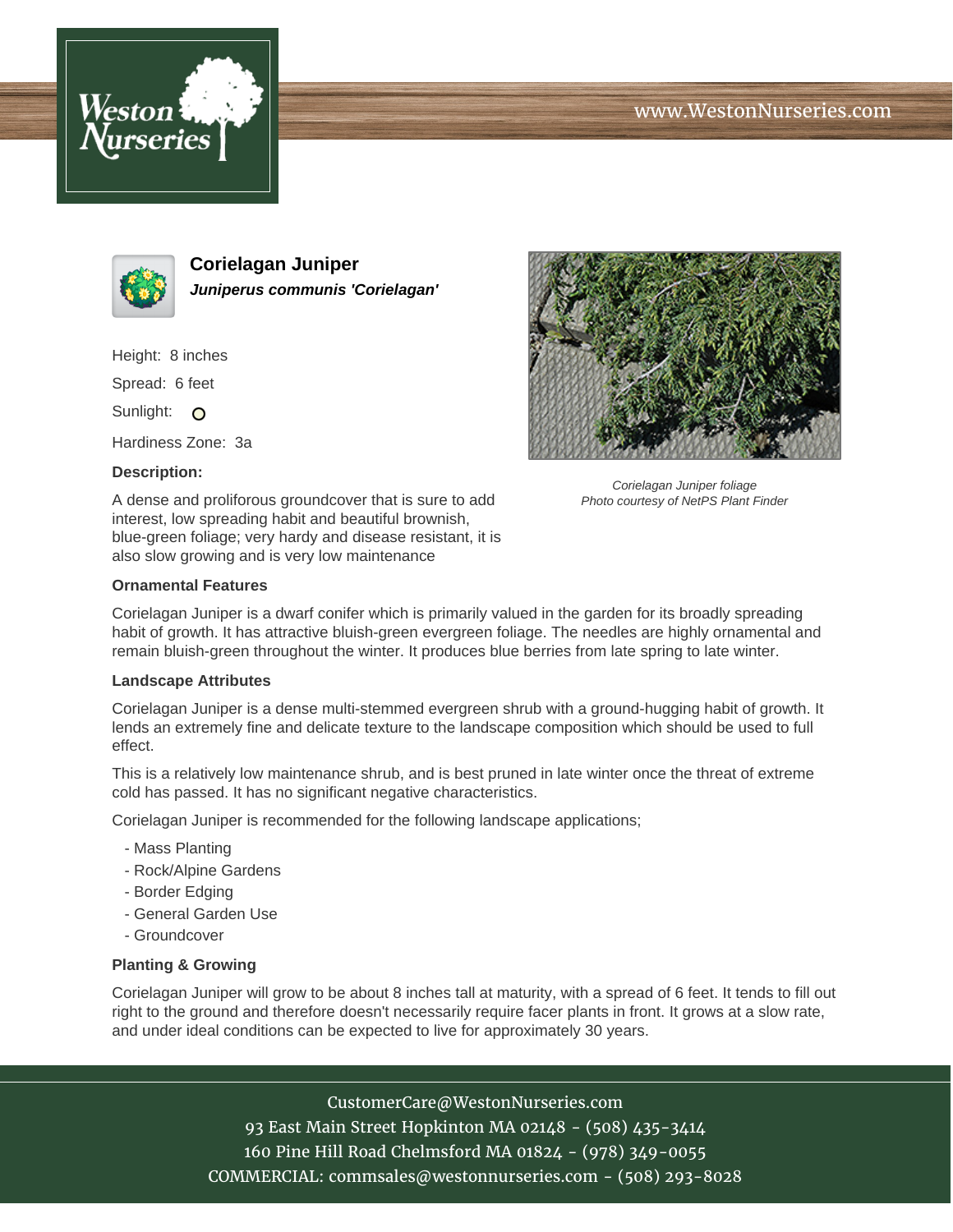# Corielagan Juniper

***Juniperus communis 'Corielagan'***

Height: 8 inches

Spread: 6 feet

Sunlight: O

Hardiness Zone: 3a

**Description:**

A dense and proliforous groundcover that is sure to add interest, low spreading habit and beautiful brownish, blue-green foliage; very hardy and disease resistant, it is also slow growing and is very low maintenance

*Corielagan Juniper foliage*
*Photo courtesy of NetPS Plant Finder*

**Ornamental Features**

Corielagan Juniper is a dwarf conifer which is primarily valued in the garden for its broadly spreading habit of growth. It has attractive bluish-green evergreen foliage. The needles are highly ornamental and remain bluish-green throughout the winter. It produces blue berries from late spring to late winter.

**Landscape Attributes**

Corielagan Juniper is a dense multi-stemmed evergreen shrub with a ground-hugging habit of growth. It lends an extremely fine and delicate texture to the landscape composition which should be used to full effect.

This is a relatively low maintenance shrub, and is best pruned in late winter once the threat of extreme cold has passed. It has no significant negative characteristics.

Corielagan Juniper is recommended for the following landscape applications;

- Mass Planting
- Rock/Alpine Gardens
- Border Edging
- General Garden Use
- Groundcover

**Planting & Growing**

Corielagan Juniper will grow to be about 8 inches tall at maturity, with a spread of 6 feet. It tends to fill out right to the ground and therefore doesn't necessarily require facer plants in front. It grows at a slow rate, and under ideal conditions can be expected to live for approximately 30 years.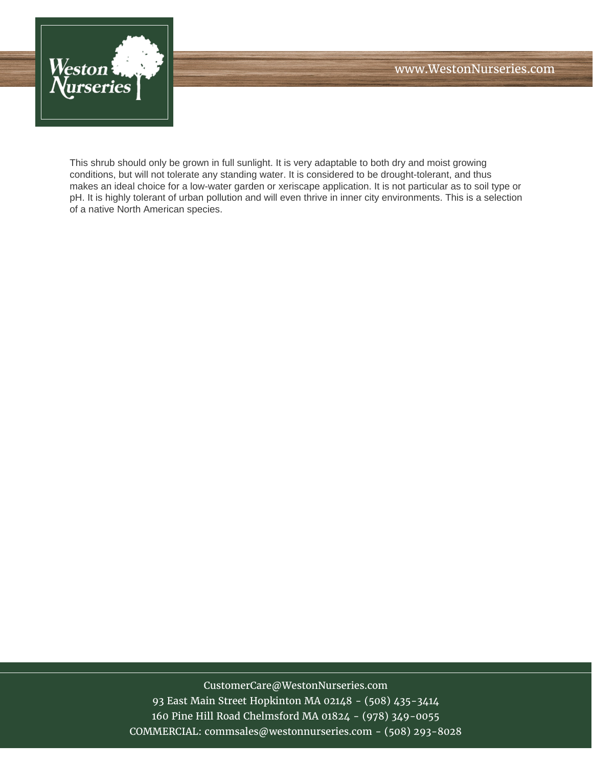This shrub should only be grown in full sunlight. It is very adaptable to both dry and moist growing conditions, but will not tolerate any standing water. It is considered to be drought-tolerant, and thus makes an ideal choice for a low-water garden or xeriscape application. It is not particular as to soil type or pH. It is highly tolerant of urban pollution and will even thrive in inner city environments. This is a selection of a native North American species.